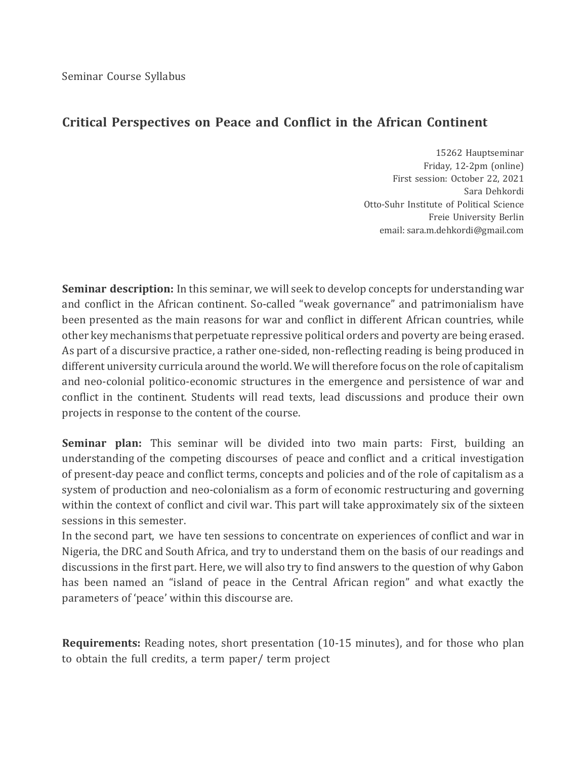Seminar Course Syllabus

## Critical Perspectives on Peace and Conflict in the African Continent

15262 Hauptseminar
Friday, 12-2pm (online)
First session: October 22, 2021
Sara Dehkordi
Otto-Suhr Institute of Political Science
Freie University Berlin
email: sara.m.dehkordi@gmail.com

**Seminar description:** In this seminar, we will seek to develop concepts for understanding war and conflict in the African continent. So-called "weak governance" and patrimonialism have been presented as the main reasons for war and conflict in different African countries, while other key mechanisms that perpetuate repressive political orders and poverty are being erased. As part of a discursive practice, a rather one-sided, non-reflecting reading is being produced in different university curricula around the world. We will therefore focus on the role of capitalism and neo-colonial politico-economic structures in the emergence and persistence of war and conflict in the continent. Students will read texts, lead discussions and produce their own projects in response to the content of the course.

**Seminar plan:** This seminar will be divided into two main parts: First, building an understanding of the competing discourses of peace and conflict and a critical investigation of present-day peace and conflict terms, concepts and policies and of the role of capitalism as a system of production and neo-colonialism as a form of economic restructuring and governing within the context of conflict and civil war. This part will take approximately six of the sixteen sessions in this semester.
In the second part, we have ten sessions to concentrate on experiences of conflict and war in Nigeria, the DRC and South Africa, and try to understand them on the basis of our readings and discussions in the first part. Here, we will also try to find answers to the question of why Gabon has been named an "island of peace in the Central African region" and what exactly the parameters of 'peace' within this discourse are.

**Requirements:** Reading notes, short presentation (10-15 minutes), and for those who plan to obtain the full credits, a term paper/ term project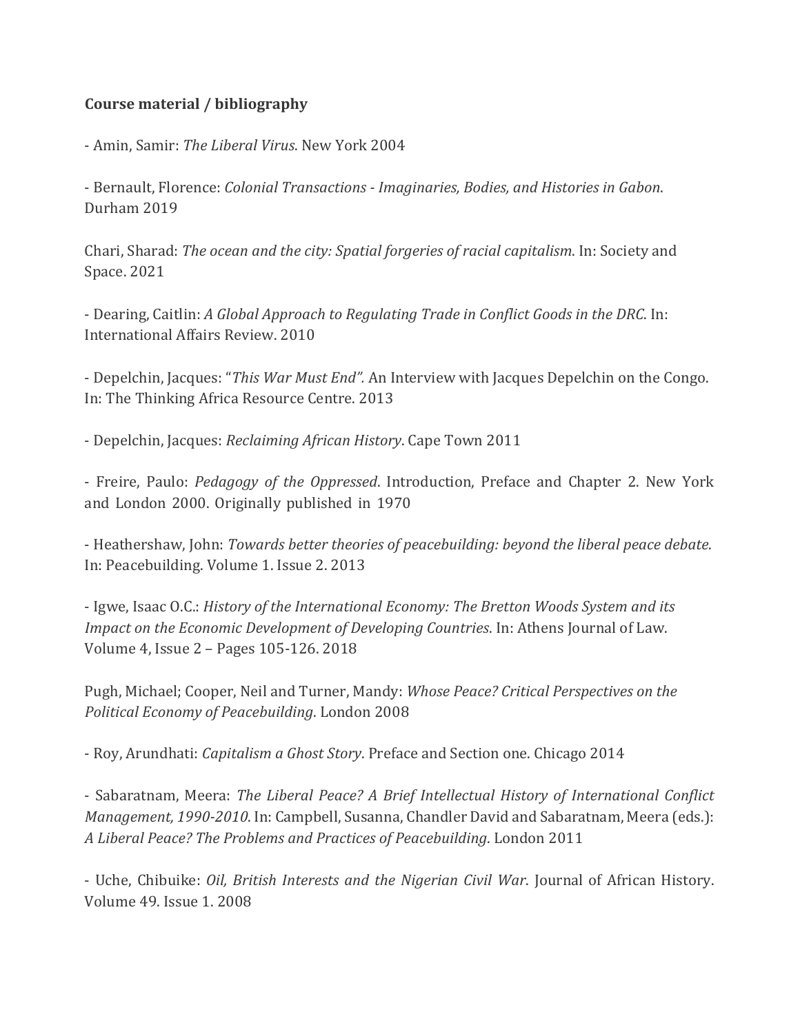**Course material / bibliography**

- Amin, Samir: *The Liberal Virus*. New York 2004

- Bernault, Florence: *Colonial Transactions - Imaginaries, Bodies, and Histories in Gabon*. Durham 2019

Chari, Sharad: *The ocean and the city: Spatial forgeries of racial capitalism*. In: Society and Space. 2021

- Dearing, Caitlin: *A Global Approach to Regulating Trade in Conflict Goods in the DRC*. In: International Affairs Review. 2010

- Depelchin, Jacques: "*This War Must End".* An Interview with Jacques Depelchin on the Congo. In: The Thinking Africa Resource Centre. 2013

- Depelchin, Jacques: *Reclaiming African History*. Cape Town 2011

- Freire, Paulo: *Pedagogy of the Oppressed*. Introduction, Preface and Chapter 2. New York and London 2000. Originally published in 1970

- Heathershaw, John: *Towards better theories of peacebuilding: beyond the liberal peace debate*. In: Peacebuilding. Volume 1. Issue 2. 2013

- Igwe, Isaac O.C.: *History of the International Economy: The Bretton Woods System and its Impact on the Economic Development of Developing Countries*. In: Athens Journal of Law. Volume 4, Issue 2 – Pages 105-126. 2018

Pugh, Michael; Cooper, Neil and Turner, Mandy: *Whose Peace? Critical Perspectives on the Political Economy of Peacebuilding*. London 2008

- Roy, Arundhati: *Capitalism a Ghost Story*. Preface and Section one. Chicago 2014

- Sabaratnam, Meera: *The Liberal Peace? A Brief Intellectual History of International Conflict Management, 1990-2010*. In: Campbell, Susanna, Chandler David and Sabaratnam, Meera (eds.): *A Liberal Peace? The Problems and Practices of Peacebuilding*. London 2011

- Uche, Chibuike: *Oil, British Interests and the Nigerian Civil War*. Journal of African History. Volume 49. Issue 1. 2008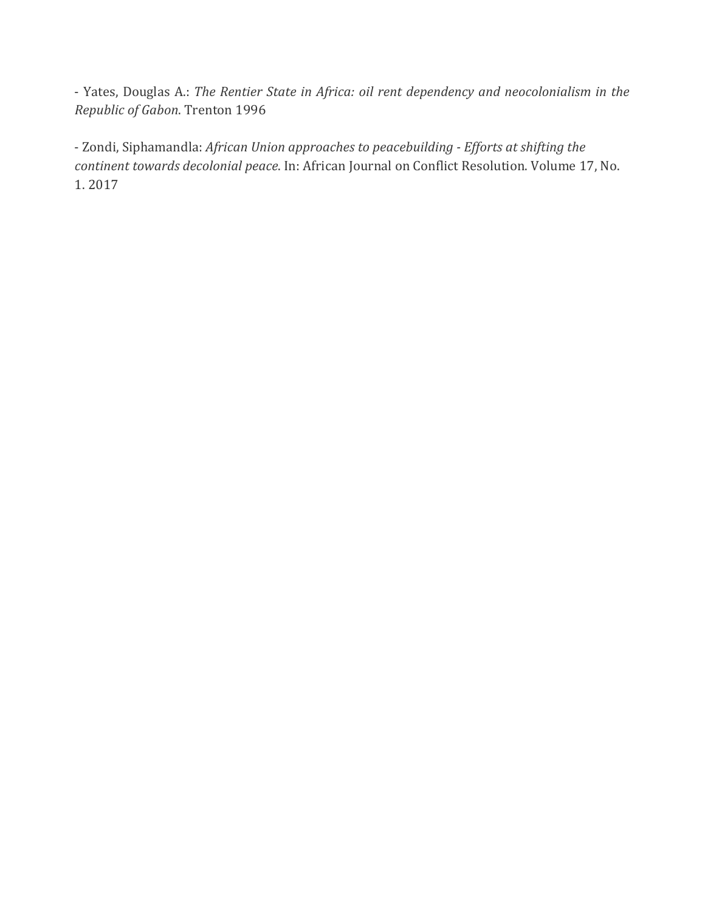- Yates, Douglas A.: *The Rentier State in Africa: oil rent dependency and neocolonialism in the Republic of Gabon*. Trenton 1996

- Zondi, Siphamandla: *African Union approaches to peacebuilding - Efforts at shifting the continent towards decolonial peace*. In: African Journal on Conflict Resolution. Volume 17, No. 1. 2017